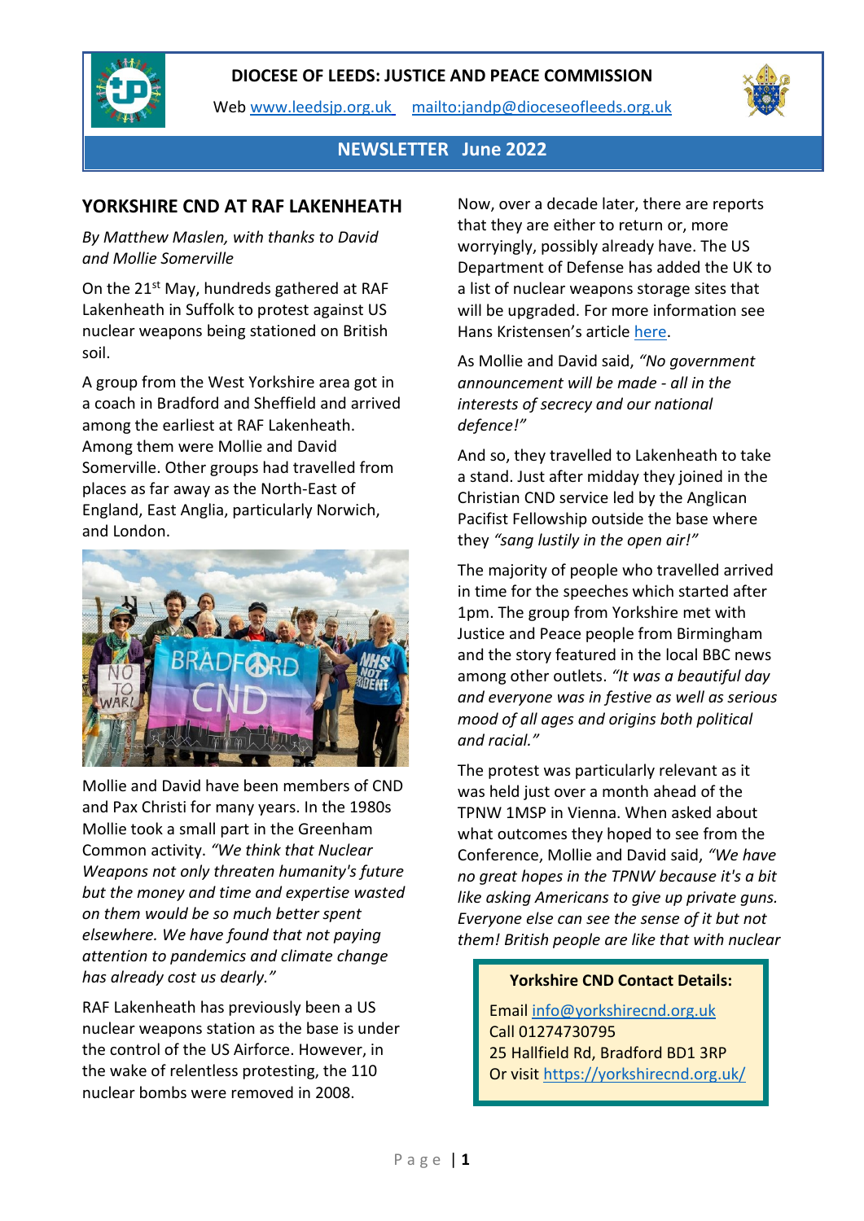# DIOCESE OF LEEDS: JUSTICE AND PEACE COMMISSION

Web www.leedsjp.org.uk mailto:jandp@dioceseofleeds.org.uk

## NEWSLETTER June 2022

## YORKSHIRE CND AT RAF LAKENHEATH

*By Matthew Maslen, with thanks to David and Mollie Somerville*

On the 21st May, hundreds gathered at RAF Lakenheath in Suffolk to protest against US nuclear weapons being stationed on British soil.

A group from the West Yorkshire area got in a coach in Bradford and Sheffield and arrived among the earliest at RAF Lakenheath. Among them were Mollie and David Somerville. Other groups had travelled from places as far away as the North-East of England, East Anglia, particularly Norwich, and London.

Mollie and David have been members of CND and Pax Christi for many years. In the 1980s Mollie took a small part in the Greenham Common activity. *"We think that Nuclear Weapons not only threaten humanity's future but the money and time and expertise wasted on them would be so much better spent elsewhere. We have found that not paying attention to pandemics and climate change has already cost us dearly."*

RAF Lakenheath has previously been a US nuclear weapons station as the base is under the control of the US Airforce. However, in the wake of relentless protesting, the 110 nuclear bombs were removed in 2008.

Now, over a decade later, there are reports that they are either to return or, more worryingly, possibly already have. The US Department of Defense has added the UK to a list of nuclear weapons storage sites that will be upgraded. For more information see Hans Kristensen's article here.

As Mollie and David said, *"No government announcement will be made - all in the interests of secrecy and our national defence!"*

And so, they travelled to Lakenheath to take a stand. Just after midday they joined in the Christian CND service led by the Anglican Pacifist Fellowship outside the base where they *"sang lustily in the open air!"*

The majority of people who travelled arrived in time for the speeches which started after 1pm. The group from Yorkshire met with Justice and Peace people from Birmingham and the story featured in the local BBC news among other outlets. *"It was a beautiful day and everyone was in festive as well as serious mood of all ages and origins both political and racial."*

The protest was particularly relevant as it was held just over a month ahead of the TPNW 1MSP in Vienna. When asked about what outcomes they hoped to see from the Conference, Mollie and David said, *"We have no great hopes in the TPNW because it's a bit like asking Americans to give up private guns. Everyone else can see the sense of it but not them! British people are like that with nuclear*

**Yorkshire CND Contact Details:**

Email info@yorkshirecnd.org.uk
Call 01274730795
25 Hallfield Rd, Bradford BD1 3RP
Or visit https://yorkshirecnd.org.uk/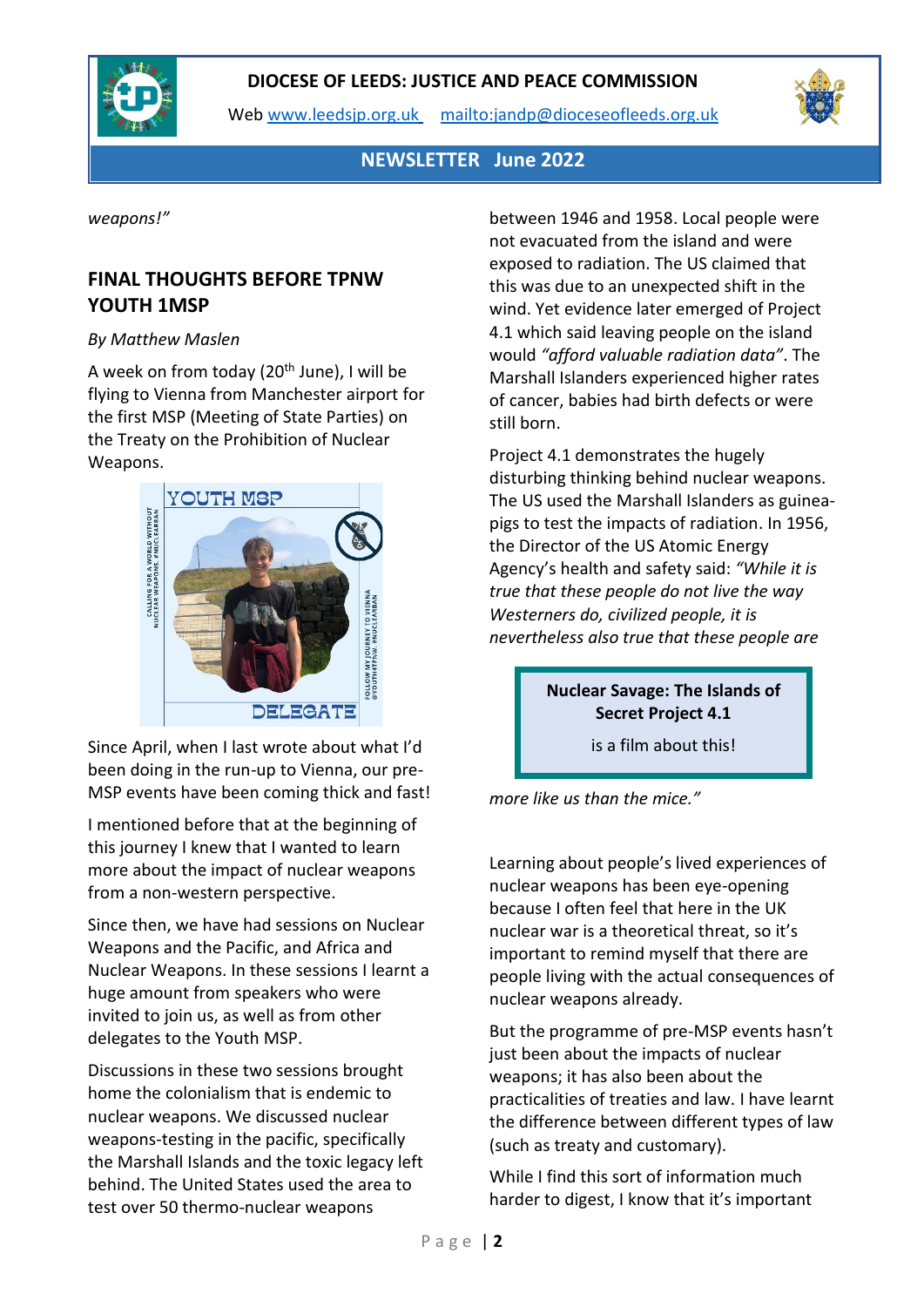*weapons!"*

## FINAL THOUGHTS BEFORE TPNW YOUTH 1MSP

*By Matthew Maslen*

A week on from today (20th June), I will be flying to Vienna from Manchester airport for the first MSP (Meeting of State Parties) on the Treaty on the Prohibition of Nuclear Weapons.

Since April, when I last wrote about what I'd been doing in the run-up to Vienna, our pre-MSP events have been coming thick and fast!

I mentioned before that at the beginning of this journey I knew that I wanted to learn more about the impact of nuclear weapons from a non-western perspective.

Since then, we have had sessions on Nuclear Weapons and the Pacific, and Africa and Nuclear Weapons. In these sessions I learnt a huge amount from speakers who were invited to join us, as well as from other delegates to the Youth MSP.

Discussions in these two sessions brought home the colonialism that is endemic to nuclear weapons. We discussed nuclear weapons-testing in the pacific, specifically the Marshall Islands and the toxic legacy left behind. The United States used the area to test over 50 thermo-nuclear weapons between 1946 and 1958. Local people were not evacuated from the island and were exposed to radiation. The US claimed that this was due to an unexpected shift in the wind. Yet evidence later emerged of Project 4.1 which said leaving people on the island would *"afford valuable radiation data"*. The Marshall Islanders experienced higher rates of cancer, babies had birth defects or were still born.

Project 4.1 demonstrates the hugely disturbing thinking behind nuclear weapons. The US used the Marshall Islanders as guinea-pigs to test the impacts of radiation. In 1956, the Director of the US Atomic Energy Agency's health and safety said: *"While it is true that these people do not live the way Westerners do, civilized people, it is nevertheless also true that these people are more like us than the mice."*

> **Nuclear Savage: The Islands of Secret Project 4.1**
>
> is a film about this!

Learning about people's lived experiences of nuclear weapons has been eye-opening because I often feel that here in the UK nuclear war is a theoretical threat, so it's important to remind myself that there are people living with the actual consequences of nuclear weapons already.

But the programme of pre-MSP events hasn't just been about the impacts of nuclear weapons; it has also been about the practicalities of treaties and law. I have learnt the difference between different types of law (such as treaty and customary).

While I find this sort of information much harder to digest, I know that it's important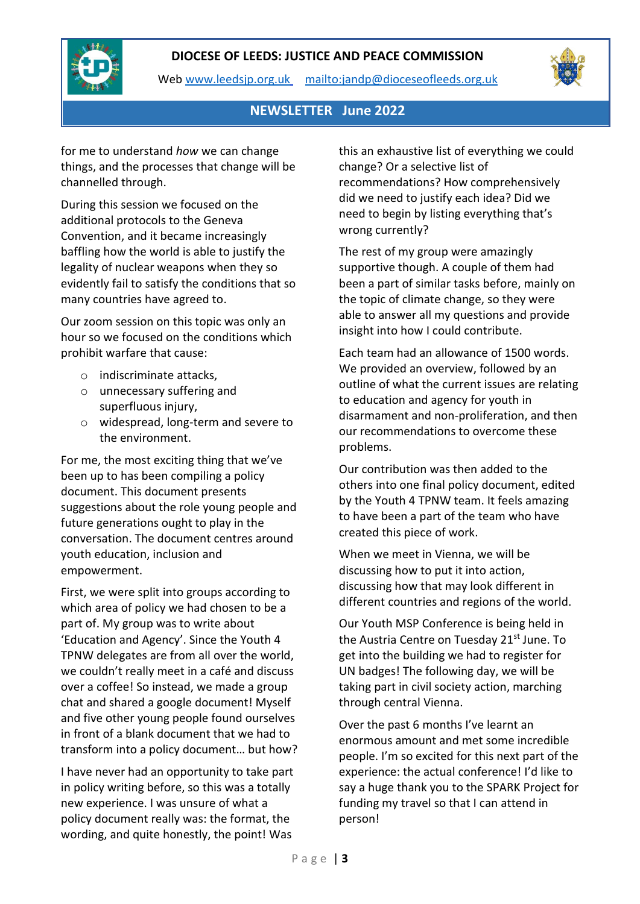for me to understand *how* we can change things, and the processes that change will be channelled through.

During this session we focused on the additional protocols to the Geneva Convention, and it became increasingly baffling how the world is able to justify the legality of nuclear weapons when they so evidently fail to satisfy the conditions that so many countries have agreed to.

Our zoom session on this topic was only an hour so we focused on the conditions which prohibit warfare that cause:

- indiscriminate attacks,
- unnecessary suffering and superfluous injury,
- widespread, long-term and severe to the environment.

For me, the most exciting thing that we've been up to has been compiling a policy document. This document presents suggestions about the role young people and future generations ought to play in the conversation. The document centres around youth education, inclusion and empowerment.

First, we were split into groups according to which area of policy we had chosen to be a part of. My group was to write about 'Education and Agency'. Since the Youth 4 TPNW delegates are from all over the world, we couldn't really meet in a café and discuss over a coffee! So instead, we made a group chat and shared a google document! Myself and five other young people found ourselves in front of a blank document that we had to transform into a policy document… but how?

I have never had an opportunity to take part in policy writing before, so this was a totally new experience. I was unsure of what a policy document really was: the format, the wording, and quite honestly, the point! Was this an exhaustive list of everything we could change? Or a selective list of recommendations? How comprehensively did we need to justify each idea? Did we need to begin by listing everything that's wrong currently?

The rest of my group were amazingly supportive though. A couple of them had been a part of similar tasks before, mainly on the topic of climate change, so they were able to answer all my questions and provide insight into how I could contribute.

Each team had an allowance of 1500 words. We provided an overview, followed by an outline of what the current issues are relating to education and agency for youth in disarmament and non-proliferation, and then our recommendations to overcome these problems.

Our contribution was then added to the others into one final policy document, edited by the Youth 4 TPNW team. It feels amazing to have been a part of the team who have created this piece of work.

When we meet in Vienna, we will be discussing how to put it into action, discussing how that may look different in different countries and regions of the world.

Our Youth MSP Conference is being held in the Austria Centre on Tuesday 21st June. To get into the building we had to register for UN badges! The following day, we will be taking part in civil society action, marching through central Vienna.

Over the past 6 months I've learnt an enormous amount and met some incredible people. I'm so excited for this next part of the experience: the actual conference! I'd like to say a huge thank you to the SPARK Project for funding my travel so that I can attend in person!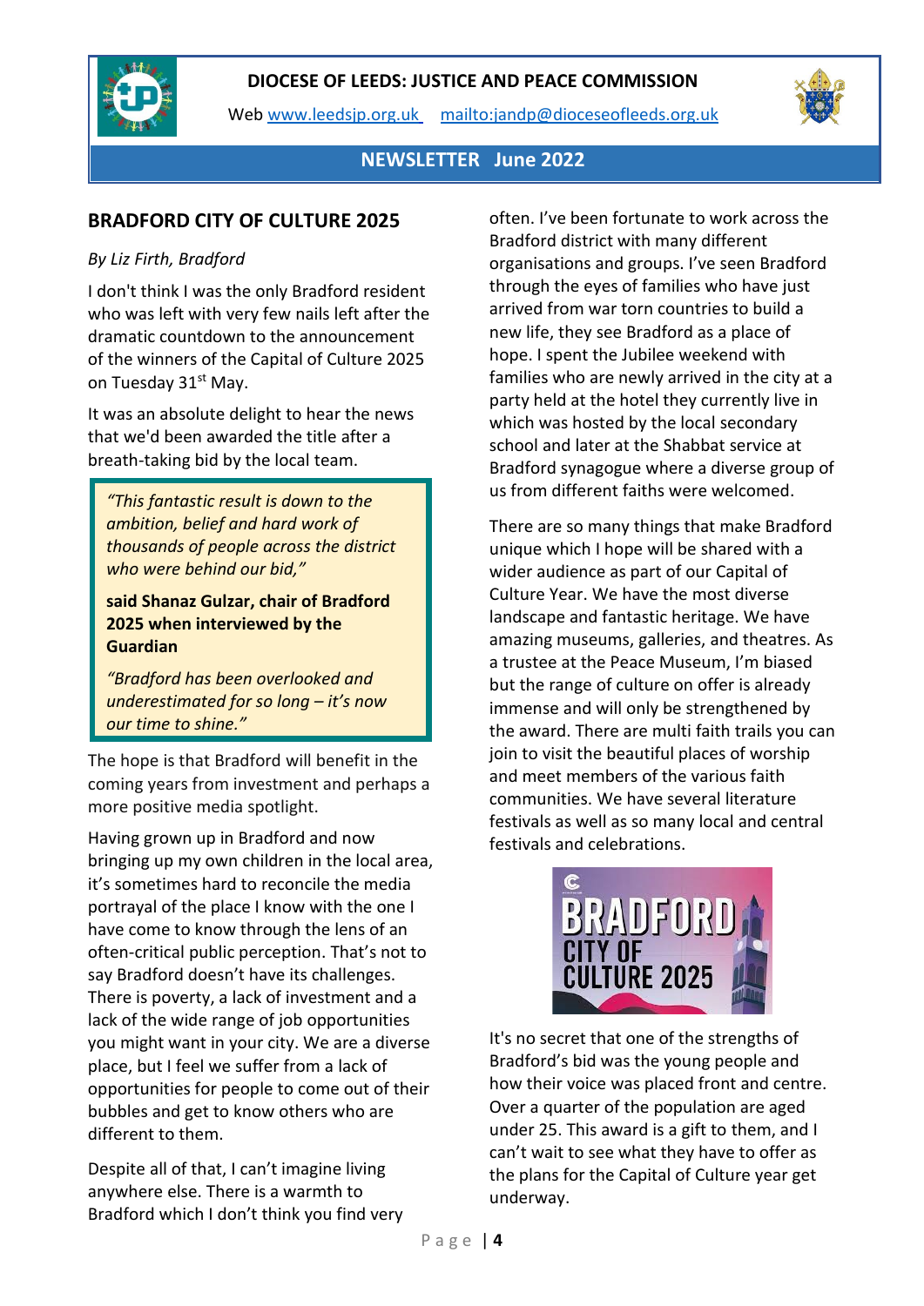**DIOCESE OF LEEDS: JUSTICE AND PEACE COMMISSION**

Web www.leedsjp.org.uk mailto:jandp@dioceseofleeds.org.uk

**NEWSLETTER June 2022**

## BRADFORD CITY OF CULTURE 2025

*By Liz Firth, Bradford*

I don't think I was the only Bradford resident who was left with very few nails left after the dramatic countdown to the announcement of the winners of the Capital of Culture 2025 on Tuesday 31st May.

It was an absolute delight to hear the news that we'd been awarded the title after a breath-taking bid by the local team.

> *"This fantastic result is down to the ambition, belief and hard work of thousands of people across the district who were behind our bid,"*
>
> **said Shanaz Gulzar, chair of Bradford 2025 when interviewed by the Guardian**
>
> *"Bradford has been overlooked and underestimated for so long – it's now our time to shine."*

The hope is that Bradford will benefit in the coming years from investment and perhaps a more positive media spotlight.

Having grown up in Bradford and now bringing up my own children in the local area, it's sometimes hard to reconcile the media portrayal of the place I know with the one I have come to know through the lens of an often-critical public perception. That's not to say Bradford doesn't have its challenges. There is poverty, a lack of investment and a lack of the wide range of job opportunities you might want in your city. We are a diverse place, but I feel we suffer from a lack of opportunities for people to come out of their bubbles and get to know others who are different to them.

Despite all of that, I can't imagine living anywhere else. There is a warmth to Bradford which I don't think you find very often. I've been fortunate to work across the Bradford district with many different organisations and groups. I've seen Bradford through the eyes of families who have just arrived from war torn countries to build a new life, they see Bradford as a place of hope. I spent the Jubilee weekend with families who are newly arrived in the city at a party held at the hotel they currently live in which was hosted by the local secondary school and later at the Shabbat service at Bradford synagogue where a diverse group of us from different faiths were welcomed.

There are so many things that make Bradford unique which I hope will be shared with a wider audience as part of our Capital of Culture Year. We have the most diverse landscape and fantastic heritage. We have amazing museums, galleries, and theatres. As a trustee at the Peace Museum, I'm biased but the range of culture on offer is already immense and will only be strengthened by the award. There are multi faith trails you can join to visit the beautiful places of worship and meet members of the various faith communities. We have several literature festivals as well as so many local and central festivals and celebrations.

It's no secret that one of the strengths of Bradford's bid was the young people and how their voice was placed front and centre. Over a quarter of the population are aged under 25. This award is a gift to them, and I can't wait to see what they have to offer as the plans for the Capital of Culture year get underway.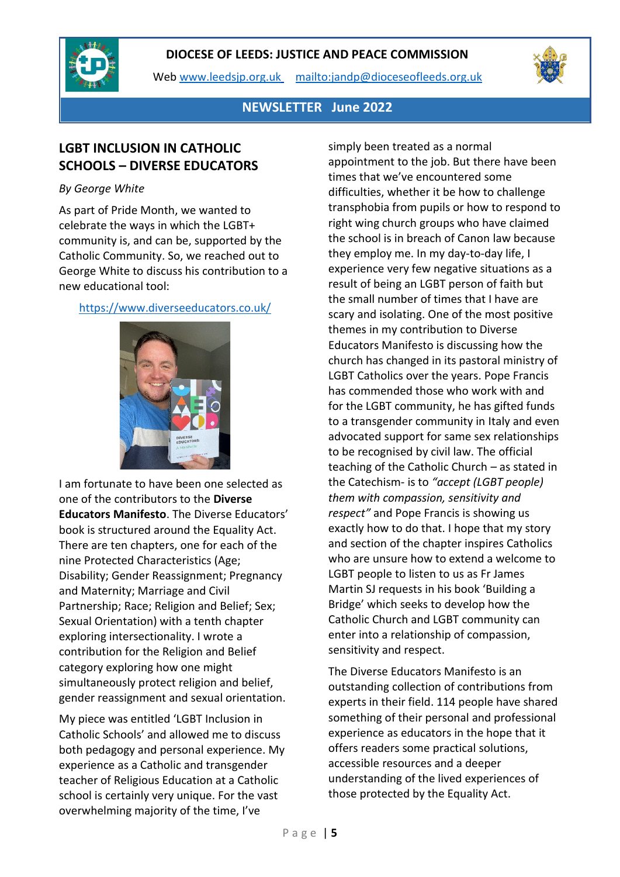**DIOCESE OF LEEDS: JUSTICE AND PEACE COMMISSION**

Web www.leedsjp.org.uk mailto:jandp@dioceseofleeds.org.uk

**NEWSLETTER June 2022**

## LGBT INCLUSION IN CATHOLIC SCHOOLS – DIVERSE EDUCATORS

*By George White*

As part of Pride Month, we wanted to celebrate the ways in which the LGBT+ community is, and can be, supported by the Catholic Community. So, we reached out to George White to discuss his contribution to a new educational tool:

https://www.diverseeducators.co.uk/

I am fortunate to have been one selected as one of the contributors to the **Diverse Educators Manifesto**. The Diverse Educators' book is structured around the Equality Act. There are ten chapters, one for each of the nine Protected Characteristics (Age; Disability; Gender Reassignment; Pregnancy and Maternity; Marriage and Civil Partnership; Race; Religion and Belief; Sex; Sexual Orientation) with a tenth chapter exploring intersectionality. I wrote a contribution for the Religion and Belief category exploring how one might simultaneously protect religion and belief, gender reassignment and sexual orientation.

My piece was entitled 'LGBT Inclusion in Catholic Schools' and allowed me to discuss both pedagogy and personal experience. My experience as a Catholic and transgender teacher of Religious Education at a Catholic school is certainly very unique. For the vast overwhelming majority of the time, I've simply been treated as a normal appointment to the job. But there have been times that we've encountered some difficulties, whether it be how to challenge transphobia from pupils or how to respond to right wing church groups who have claimed the school is in breach of Canon law because they employ me. In my day-to-day life, I experience very few negative situations as a result of being an LGBT person of faith but the small number of times that I have are scary and isolating. One of the most positive themes in my contribution to Diverse Educators Manifesto is discussing how the church has changed in its pastoral ministry of LGBT Catholics over the years. Pope Francis has commended those who work with and for the LGBT community, he has gifted funds to a transgender community in Italy and even advocated support for same sex relationships to be recognised by civil law. The official teaching of the Catholic Church – as stated in the Catechism- is to *"accept (LGBT people) them with compassion, sensitivity and respect"* and Pope Francis is showing us exactly how to do that. I hope that my story and section of the chapter inspires Catholics who are unsure how to extend a welcome to LGBT people to listen to us as Fr James Martin SJ requests in his book 'Building a Bridge' which seeks to develop how the Catholic Church and LGBT community can enter into a relationship of compassion, sensitivity and respect.

The Diverse Educators Manifesto is an outstanding collection of contributions from experts in their field. 114 people have shared something of their personal and professional experience as educators in the hope that it offers readers some practical solutions, accessible resources and a deeper understanding of the lived experiences of those protected by the Equality Act.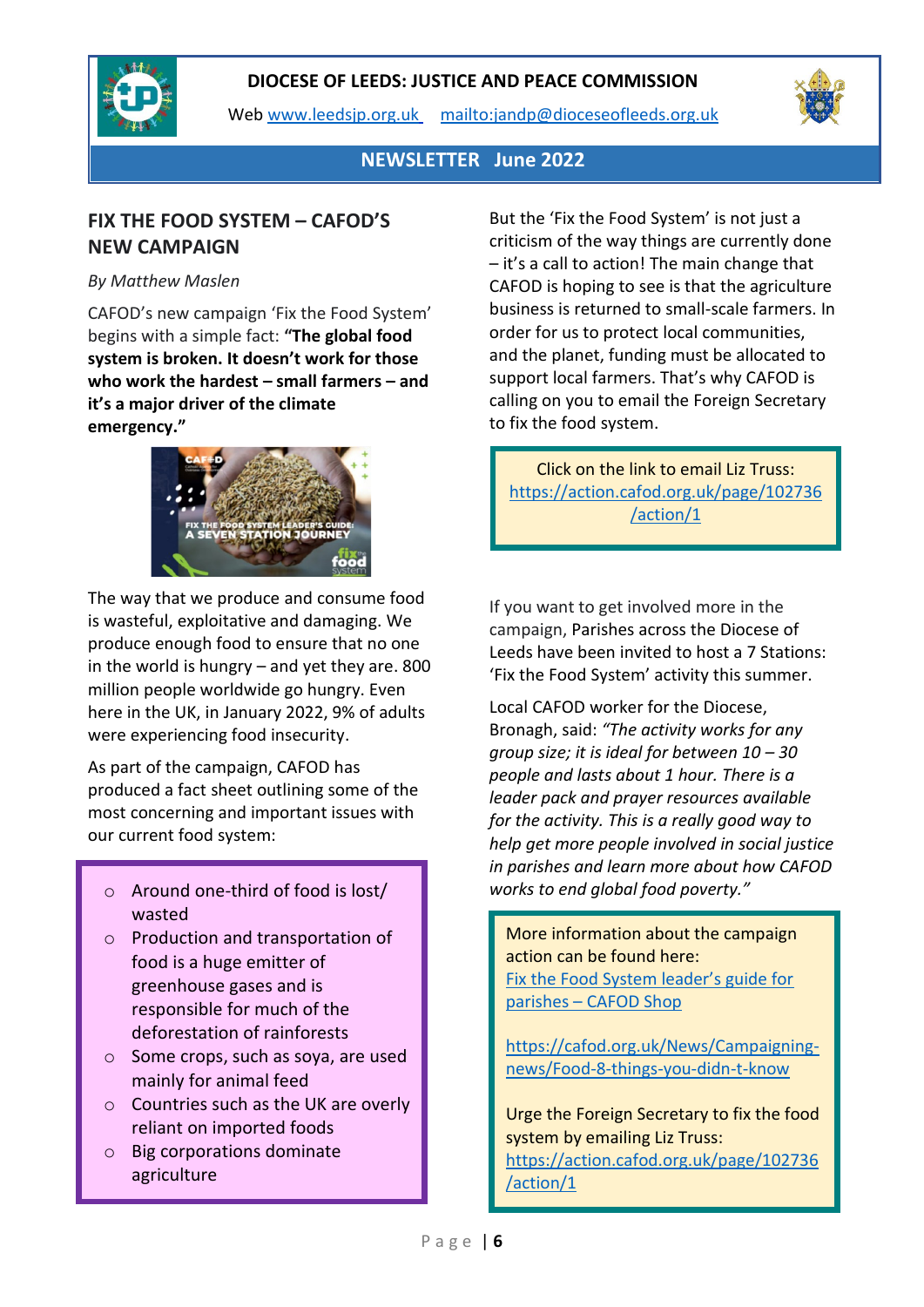# DIOCESE OF LEEDS: JUSTICE AND PEACE COMMISSION

Web www.leedsjp.org.uk mailto:jandp@dioceseofleeds.org.uk

**NEWSLETTER June 2022**

## FIX THE FOOD SYSTEM – CAFOD'S NEW CAMPAIGN

*By Matthew Maslen*

CAFOD's new campaign 'Fix the Food System' begins with a simple fact: **"The global food system is broken. It doesn't work for those who work the hardest – small farmers – and it's a major driver of the climate emergency."**

The way that we produce and consume food is wasteful, exploitative and damaging. We produce enough food to ensure that no one in the world is hungry – and yet they are. 800 million people worldwide go hungry. Even here in the UK, in January 2022, 9% of adults were experiencing food insecurity.

As part of the campaign, CAFOD has produced a fact sheet outlining some of the most concerning and important issues with our current food system:

- Around one-third of food is lost/ wasted
- Production and transportation of food is a huge emitter of greenhouse gases and is responsible for much of the deforestation of rainforests
- Some crops, such as soya, are used mainly for animal feed
- Countries such as the UK are overly reliant on imported foods
- Big corporations dominate agriculture

But the 'Fix the Food System' is not just a criticism of the way things are currently done – it's a call to action! The main change that CAFOD is hoping to see is that the agriculture business is returned to small-scale farmers. In order for us to protect local communities, and the planet, funding must be allocated to support local farmers. That's why CAFOD is calling on you to email the Foreign Secretary to fix the food system.

Click on the link to email Liz Truss: https://action.cafod.org.uk/page/102736/action/1

If you want to get involved more in the campaign, Parishes across the Diocese of Leeds have been invited to host a 7 Stations: 'Fix the Food System' activity this summer.

Local CAFOD worker for the Diocese, Bronagh, said: *"The activity works for any group size; it is ideal for between 10 – 30 people and lasts about 1 hour. There is a leader pack and prayer resources available for the activity. This is a really good way to help get more people involved in social justice in parishes and learn more about how CAFOD works to end global food poverty."*

More information about the campaign action can be found here: Fix the Food System leader's guide for parishes – CAFOD Shop

https://cafod.org.uk/News/Campaigning-news/Food-8-things-you-didn-t-know

Urge the Foreign Secretary to fix the food system by emailing Liz Truss: https://action.cafod.org.uk/page/102736/action/1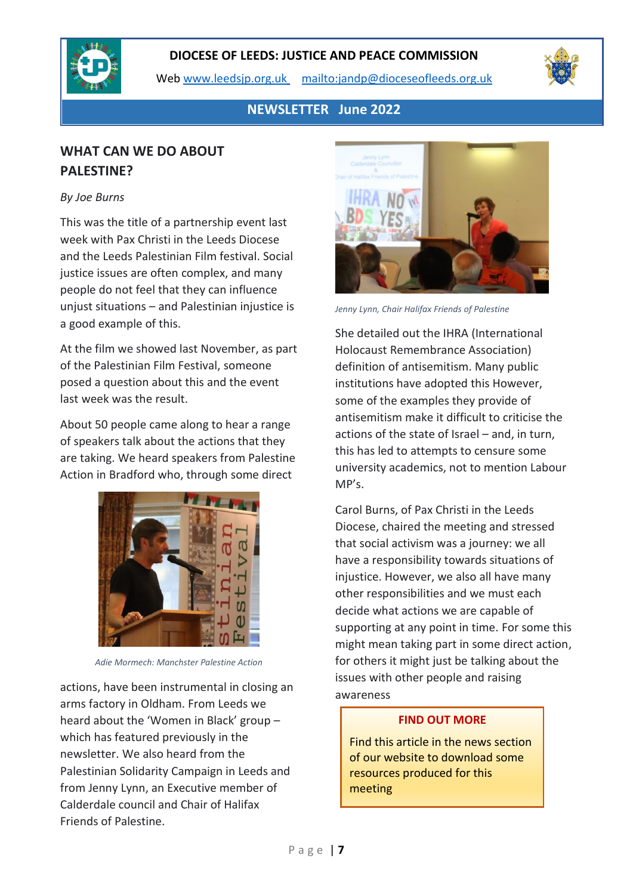**DIOCESE OF LEEDS: JUSTICE AND PEACE COMMISSION**

Web [www.leedsjp.org.uk](http://www.leedsjp.org.uk) [mailto:jandp@dioceseofleeds.org.uk](mailto:jandp@dioceseofleeds.org.uk)

**NEWSLETTER June 2022**

## WHAT CAN WE DO ABOUT PALESTINE?

*By Joe Burns*

This was the title of a partnership event last week with Pax Christi in the Leeds Diocese and the Leeds Palestinian Film festival. Social justice issues are often complex, and many people do not feel that they can influence unjust situations – and Palestinian injustice is a good example of this.

At the film we showed last November, as part of the Palestinian Film Festival, someone posed a question about this and the event last week was the result.

About 50 people came along to hear a range of speakers talk about the actions that they are taking. We heard speakers from Palestine Action in Bradford who, through some direct actions, have been instrumental in closing an arms factory in Oldham. From Leeds we heard about the 'Women in Black' group – which has featured previously in the newsletter. We also heard from the Palestinian Solidarity Campaign in Leeds and from Jenny Lynn, an Executive member of Calderdale council and Chair of Halifax Friends of Palestine.

*Adie Mormech: Manchster Palestine Action*

*Jenny Lynn, Chair Halifax Friends of Palestine*

She detailed out the IHRA (International Holocaust Remembrance Association) definition of antisemitism. Many public institutions have adopted this However, some of the examples they provide of antisemitism make it difficult to criticise the actions of the state of Israel – and, in turn, this has led to attempts to censure some university academics, not to mention Labour MP's.

Carol Burns, of Pax Christi in the Leeds Diocese, chaired the meeting and stressed that social activism was a journey: we all have a responsibility towards situations of injustice. However, we also all have many other responsibilities and we must each decide what actions we are capable of supporting at any point in time. For some this might mean taking part in some direct action, for others it might just be talking about the issues with other people and raising awareness

**FIND OUT MORE**

Find this article in the news section of our website to download some resources produced for this meeting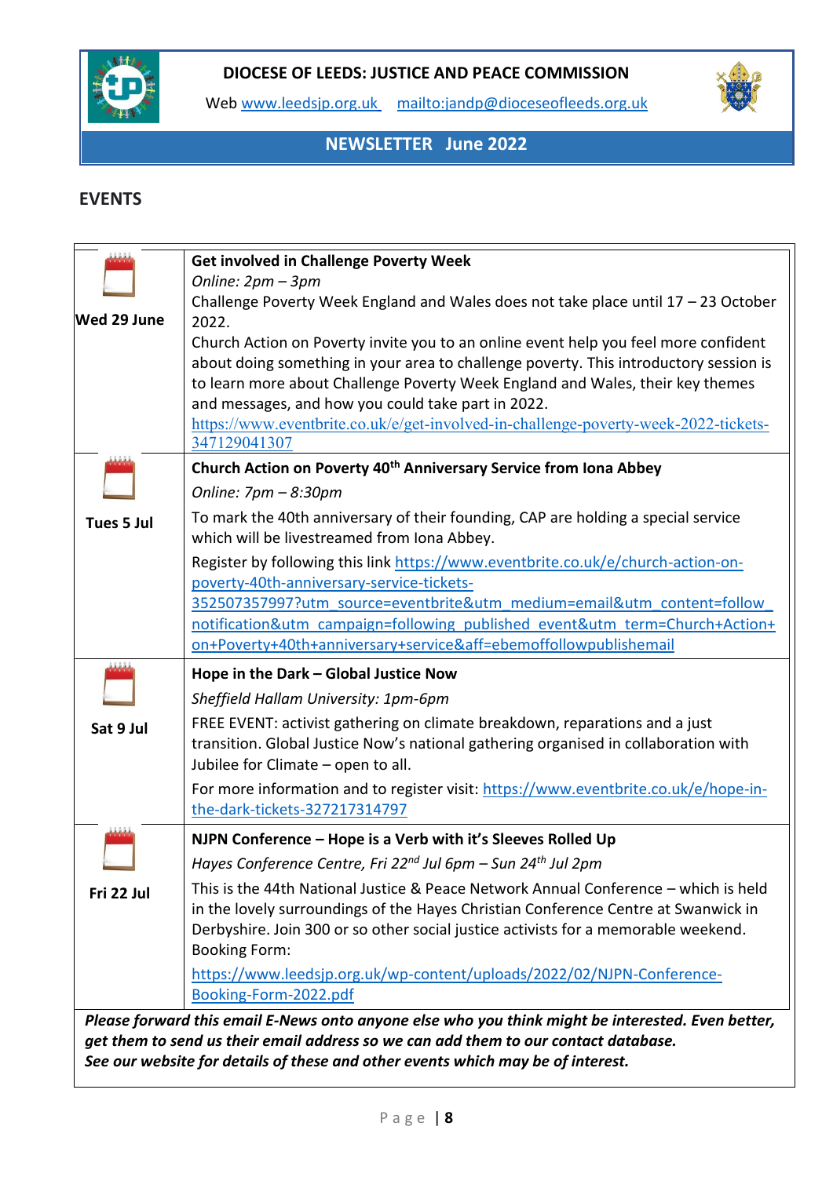**DIOCESE OF LEEDS: JUSTICE AND PEACE COMMISSION**

Web [www.leedsjp.org.uk](http://www.leedsjp.org.uk) [mailto:jandp@dioceseofleeds.org.uk](mailto:jandp@dioceseofleeds.org.uk)

**NEWSLETTER June 2022**

## EVENTS

| | |
|---|---|
| **Wed 29 June** | **Get involved in Challenge Poverty Week**<br>*Online: 2pm – 3pm*<br>Challenge Poverty Week England and Wales does not take place until 17 – 23 October 2022.<br>Church Action on Poverty invite you to an online event help you feel more confident about doing something in your area to challenge poverty. This introductory session is to learn more about Challenge Poverty Week England and Wales, their key themes and messages, and how you could take part in 2022.<br>https://www.eventbrite.co.uk/e/get-involved-in-challenge-poverty-week-2022-tickets-347129041307 |
| **Tues 5 Jul** | **Church Action on Poverty 40th Anniversary Service from Iona Abbey**<br>*Online: 7pm – 8:30pm*<br>To mark the 40th anniversary of their founding, CAP are holding a special service which will be livestreamed from Iona Abbey.<br>Register by following this link https://www.eventbrite.co.uk/e/church-action-on-poverty-40th-anniversary-service-tickets-352507357997?utm_source=eventbrite&utm_medium=email&utm_content=follow_notification&utm_campaign=following_published_event&utm_term=Church+Action+on+Poverty+40th+anniversary+service&aff=ebemoffollowpublishemail |
| **Sat 9 Jul** | **Hope in the Dark – Global Justice Now**<br>*Sheffield Hallam University: 1pm-6pm*<br>FREE EVENT: activist gathering on climate breakdown, reparations and a just transition. Global Justice Now's national gathering organised in collaboration with Jubilee for Climate – open to all.<br>For more information and to register visit: https://www.eventbrite.co.uk/e/hope-in-the-dark-tickets-327217314797 |
| **Fri 22 Jul** | **NJPN Conference – Hope is a Verb with it's Sleeves Rolled Up**<br>*Hayes Conference Centre, Fri 22nd Jul 6pm – Sun 24th Jul 2pm*<br>This is the 44th National Justice & Peace Network Annual Conference – which is held in the lovely surroundings of the Hayes Christian Conference Centre at Swanwick in Derbyshire. Join 300 or so other social justice activists for a memorable weekend. Booking Form:<br>https://www.leedsjp.org.uk/wp-content/uploads/2022/02/NJPN-Conference-Booking-Form-2022.pdf |

***Please forward this email E-News onto anyone else who you think might be interested. Even better, get them to send us their email address so we can add them to our contact database.***
***See our website for details of these and other events which may be of interest.***